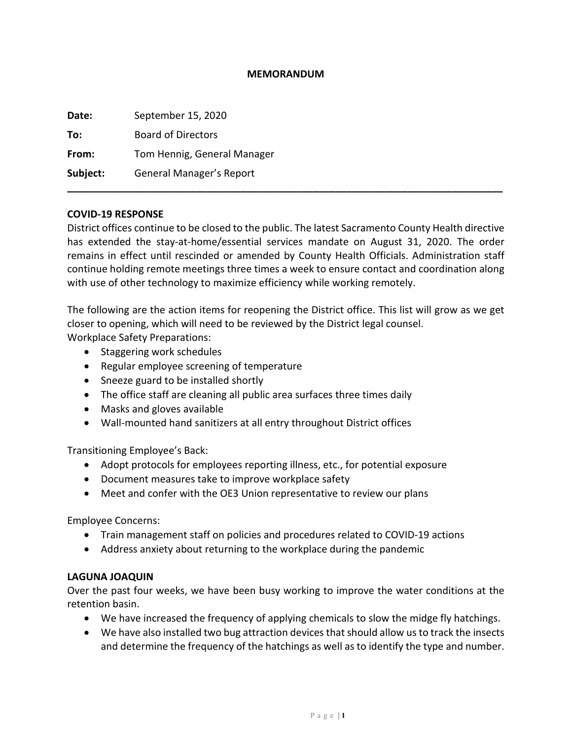# MEMORANDUM

**Date:** September 15, 2020

**To:** Board of Directors

**From:** Tom Hennig, General Manager

**Subject:** General Manager's Report

---

## COVID-19 RESPONSE

District offices continue to be closed to the public. The latest Sacramento County Health directive has extended the stay-at-home/essential services mandate on August 31, 2020. The order remains in effect until rescinded or amended by County Health Officials. Administration staff continue holding remote meetings three times a week to ensure contact and coordination along with use of other technology to maximize efficiency while working remotely.

The following are the action items for reopening the District office. This list will grow as we get closer to opening, which will need to be reviewed by the District legal counsel.

Workplace Safety Preparations:

- Staggering work schedules
- Regular employee screening of temperature
- Sneeze guard to be installed shortly
- The office staff are cleaning all public area surfaces three times daily
- Masks and gloves available
- Wall-mounted hand sanitizers at all entry throughout District offices

Transitioning Employee's Back:

- Adopt protocols for employees reporting illness, etc., for potential exposure
- Document measures take to improve workplace safety
- Meet and confer with the OE3 Union representative to review our plans

Employee Concerns:

- Train management staff on policies and procedures related to COVID-19 actions
- Address anxiety about returning to the workplace during the pandemic

## LAGUNA JOAQUIN

Over the past four weeks, we have been busy working to improve the water conditions at the retention basin.

- We have increased the frequency of applying chemicals to slow the midge fly hatchings.
- We have also installed two bug attraction devices that should allow us to track the insects and determine the frequency of the hatchings as well as to identify the type and number.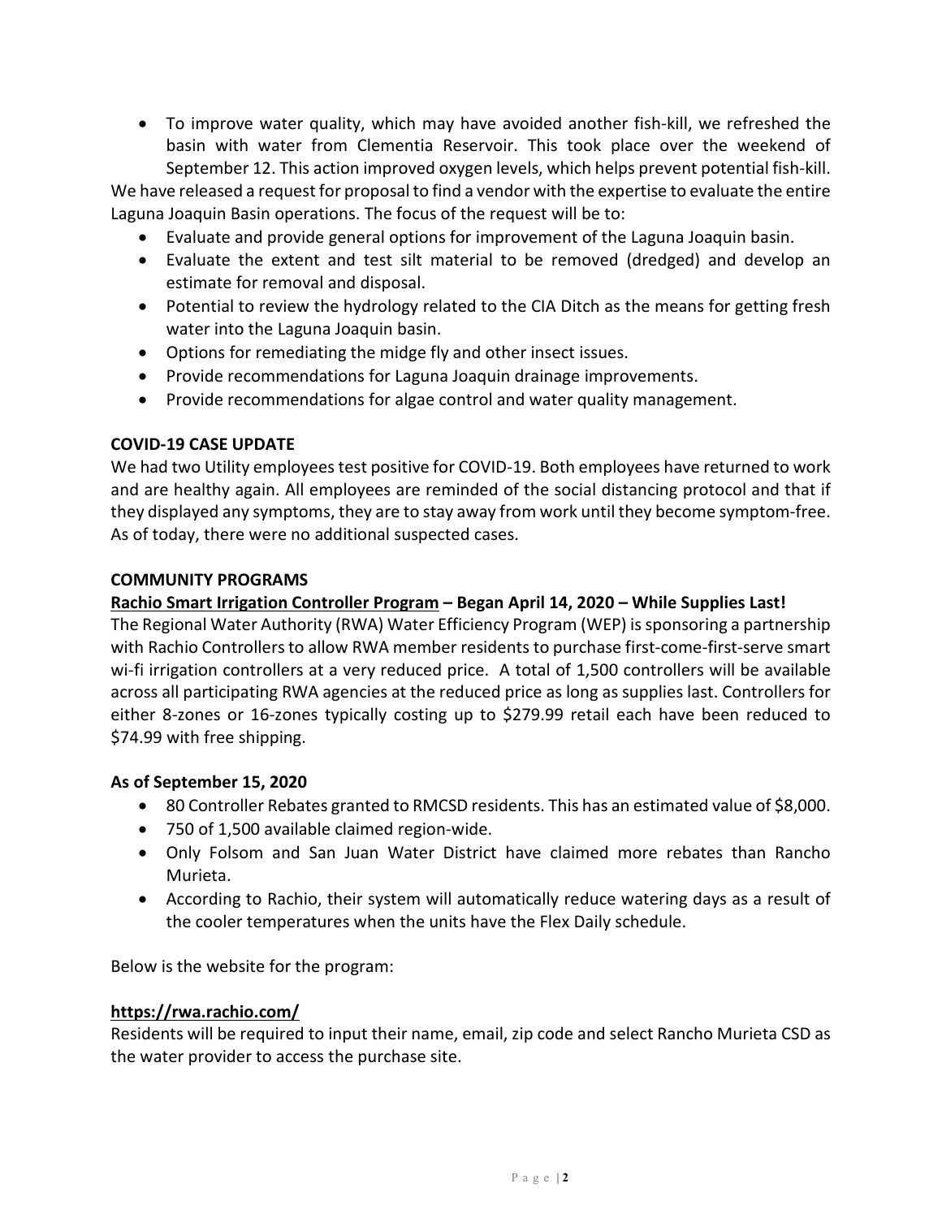- To improve water quality, which may have avoided another fish-kill, we refreshed the basin with water from Clementia Reservoir. This took place over the weekend of September 12. This action improved oxygen levels, which helps prevent potential fish-kill.

We have released a request for proposal to find a vendor with the expertise to evaluate the entire Laguna Joaquin Basin operations. The focus of the request will be to:

- Evaluate and provide general options for improvement of the Laguna Joaquin basin.
- Evaluate the extent and test silt material to be removed (dredged) and develop an estimate for removal and disposal.
- Potential to review the hydrology related to the CIA Ditch as the means for getting fresh water into the Laguna Joaquin basin.
- Options for remediating the midge fly and other insect issues.
- Provide recommendations for Laguna Joaquin drainage improvements.
- Provide recommendations for algae control and water quality management.

**COVID-19 CASE UPDATE**

We had two Utility employees test positive for COVID-19. Both employees have returned to work and are healthy again. All employees are reminded of the social distancing protocol and that if they displayed any symptoms, they are to stay away from work until they become symptom-free. As of today, there were no additional suspected cases.

**COMMUNITY PROGRAMS**

**Rachio Smart Irrigation Controller Program – Began April 14, 2020 – While Supplies Last!**

The Regional Water Authority (RWA) Water Efficiency Program (WEP) is sponsoring a partnership with Rachio Controllers to allow RWA member residents to purchase first-come-first-serve smart wi-fi irrigation controllers at a very reduced price. A total of 1,500 controllers will be available across all participating RWA agencies at the reduced price as long as supplies last. Controllers for either 8-zones or 16-zones typically costing up to $279.99 retail each have been reduced to $74.99 with free shipping.

**As of September 15, 2020**

- 80 Controller Rebates granted to RMCSD residents. This has an estimated value of $8,000.
- 750 of 1,500 available claimed region-wide.
- Only Folsom and San Juan Water District have claimed more rebates than Rancho Murieta.
- According to Rachio, their system will automatically reduce watering days as a result of the cooler temperatures when the units have the Flex Daily schedule.

Below is the website for the program:

**https://rwa.rachio.com/**

Residents will be required to input their name, email, zip code and select Rancho Murieta CSD as the water provider to access the purchase site.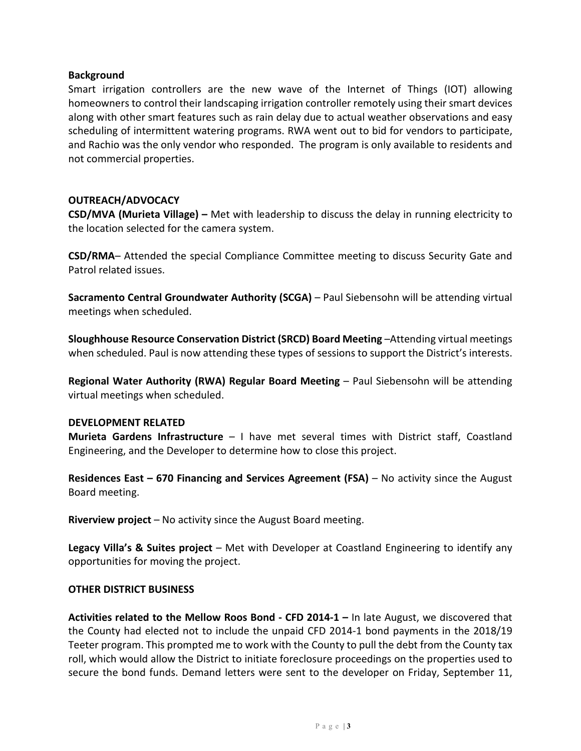**Background**
Smart irrigation controllers are the new wave of the Internet of Things (IOT) allowing homeowners to control their landscaping irrigation controller remotely using their smart devices along with other smart features such as rain delay due to actual weather observations and easy scheduling of intermittent watering programs. RWA went out to bid for vendors to participate, and Rachio was the only vendor who responded. The program is only available to residents and not commercial properties.

**OUTREACH/ADVOCACY**

**CSD/MVA (Murieta Village) –** Met with leadership to discuss the delay in running electricity to the location selected for the camera system.

**CSD/RMA**– Attended the special Compliance Committee meeting to discuss Security Gate and Patrol related issues.

**Sacramento Central Groundwater Authority (SCGA)** – Paul Siebensohn will be attending virtual meetings when scheduled.

**Sloughhouse Resource Conservation District (SRCD) Board Meeting** –Attending virtual meetings when scheduled. Paul is now attending these types of sessions to support the District's interests.

**Regional Water Authority (RWA) Regular Board Meeting** – Paul Siebensohn will be attending virtual meetings when scheduled.

**DEVELOPMENT RELATED**

**Murieta Gardens Infrastructure** – I have met several times with District staff, Coastland Engineering, and the Developer to determine how to close this project.

**Residences East – 670 Financing and Services Agreement (FSA)** – No activity since the August Board meeting.

**Riverview project** – No activity since the August Board meeting.

**Legacy Villa's & Suites project** – Met with Developer at Coastland Engineering to identify any opportunities for moving the project.

**OTHER DISTRICT BUSINESS**

**Activities related to the Mellow Roos Bond - CFD 2014-1 –** In late August, we discovered that the County had elected not to include the unpaid CFD 2014-1 bond payments in the 2018/19 Teeter program. This prompted me to work with the County to pull the debt from the County tax roll, which would allow the District to initiate foreclosure proceedings on the properties used to secure the bond funds. Demand letters were sent to the developer on Friday, September 11,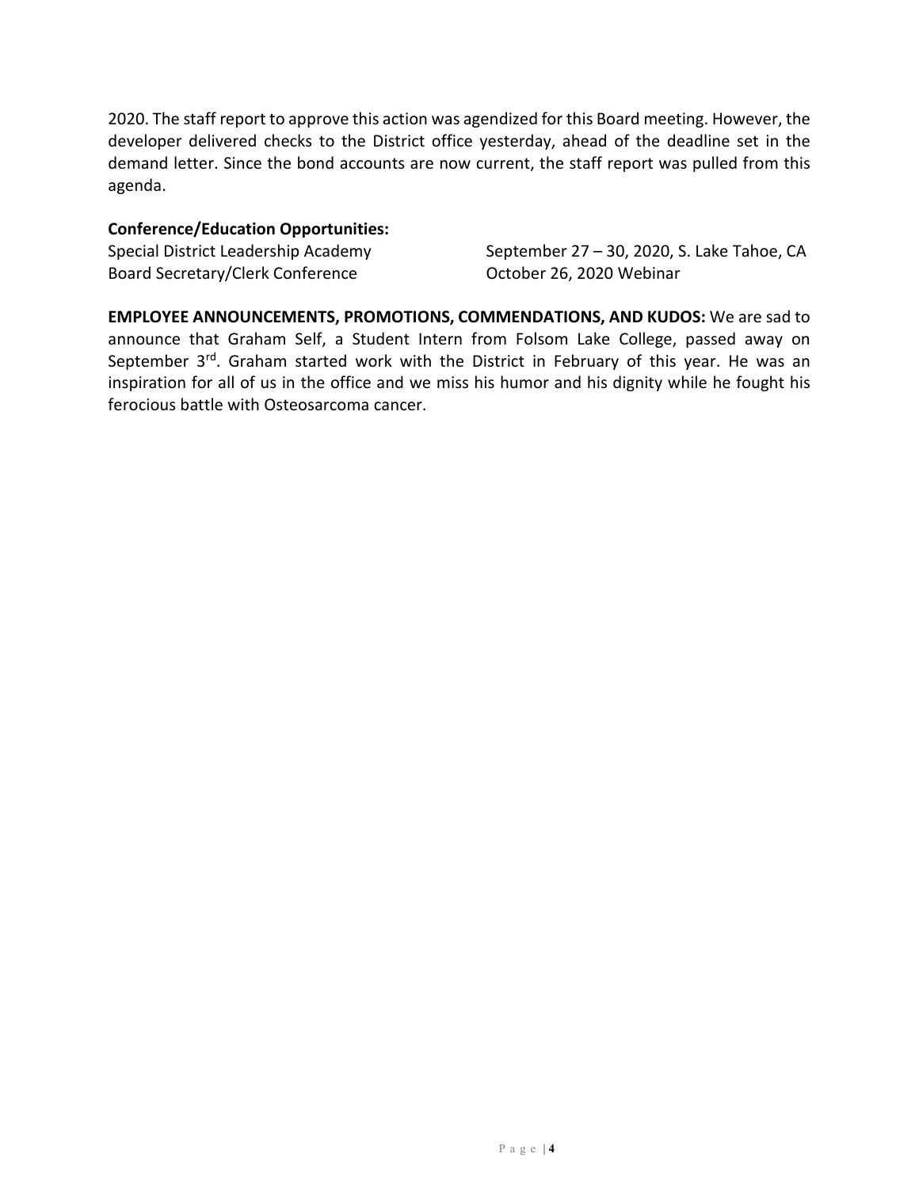2020. The staff report to approve this action was agendized for this Board meeting. However, the developer delivered checks to the District office yesterday, ahead of the deadline set in the demand letter. Since the bond accounts are now current, the staff report was pulled from this agenda.

**Conference/Education Opportunities:**

| | |
|---|---|
| Special District Leadership Academy | September 27 – 30, 2020, S. Lake Tahoe, CA |
| Board Secretary/Clerk Conference | October 26, 2020 Webinar |

**EMPLOYEE ANNOUNCEMENTS, PROMOTIONS, COMMENDATIONS, AND KUDOS:** We are sad to announce that Graham Self, a Student Intern from Folsom Lake College, passed away on September 3rd. Graham started work with the District in February of this year. He was an inspiration for all of us in the office and we miss his humor and his dignity while he fought his ferocious battle with Osteosarcoma cancer.